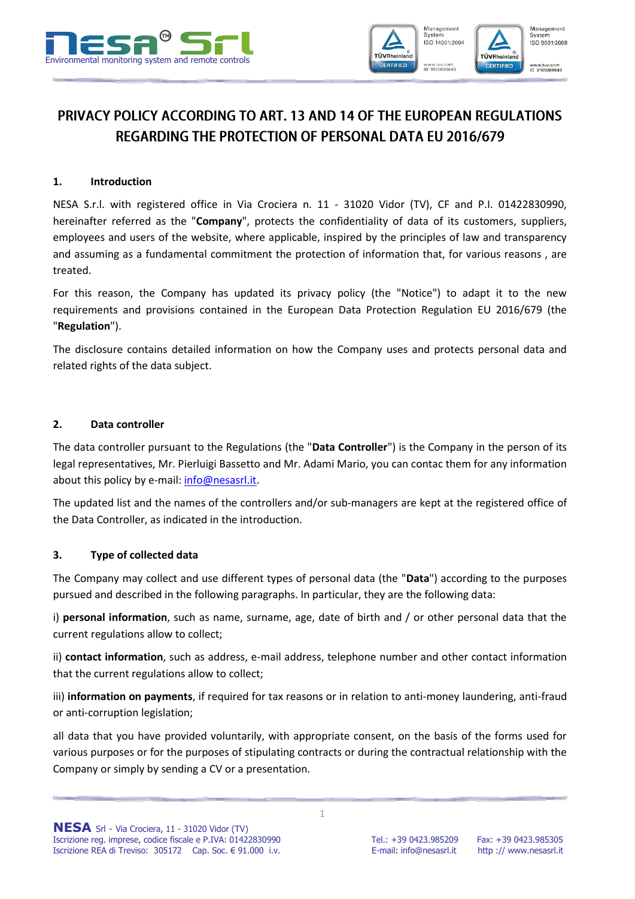# PRIVACY POLICY ACCORDING TO ART. 13 AND 14 OF THE EUROPEAN REGULATIONS REGARDING THE PROTECTION OF PERSONAL DATA EU 2016/679

## 1. Introduction

NESA S.r.l. with registered office in Via Crociera n. 11 - 31020 Vidor (TV), CF and P.I. 01422830990, hereinafter referred as the "**Company**", protects the confidentiality of data of its customers, suppliers, employees and users of the website, where applicable, inspired by the principles of law and transparency and assuming as a fundamental commitment the protection of information that, for various reasons , are treated.

For this reason, the Company has updated its privacy policy (the "Notice") to adapt it to the new requirements and provisions contained in the European Data Protection Regulation EU 2016/679 (the "**Regulation**").

The disclosure contains detailed information on how the Company uses and protects personal data and related rights of the data subject.

## 2. Data controller

The data controller pursuant to the Regulations (the "**Data Controller**") is the Company in the person of its legal representatives, Mr. Pierluigi Bassetto and Mr. Adami Mario, you can contac them for any information about this policy by e-mail: info@nesasrl.it.

The updated list and the names of the controllers and/or sub-managers are kept at the registered office of the Data Controller, as indicated in the introduction.

## 3. Type of collected data

The Company may collect and use different types of personal data (the "**Data**") according to the purposes pursued and described in the following paragraphs. In particular, they are the following data:

i) **personal information**, such as name, surname, age, date of birth and / or other personal data that the current regulations allow to collect;

ii) **contact information**, such as address, e-mail address, telephone number and other contact information that the current regulations allow to collect;

iii) **information on payments**, if required for tax reasons or in relation to anti-money laundering, anti-fraud or anti-corruption legislation;

all data that you have provided voluntarily, with appropriate consent, on the basis of the forms used for various purposes or for the purposes of stipulating contracts or during the contractual relationship with the Company or simply by sending a CV or a presentation.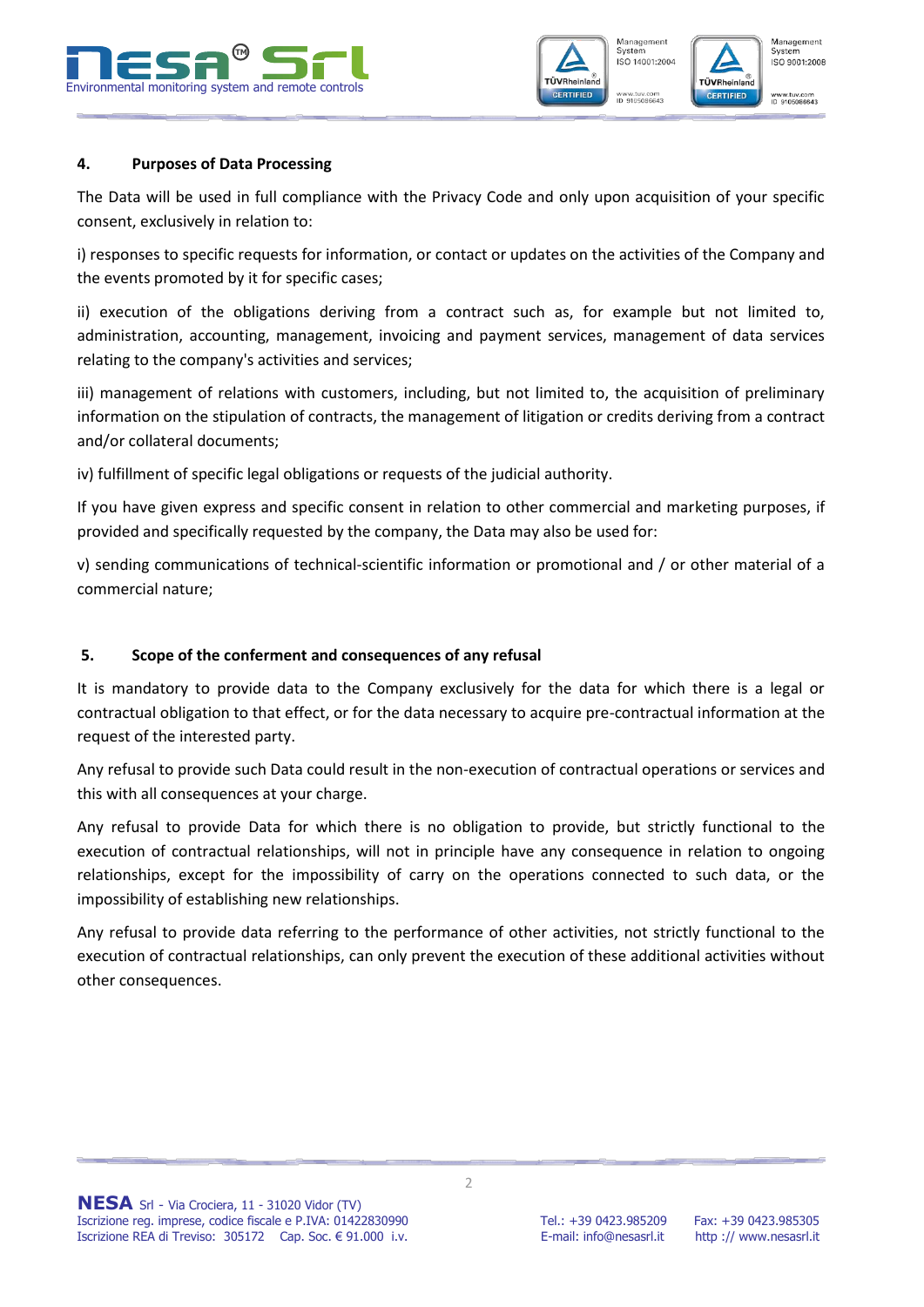## 4. Purposes of Data Processing

The Data will be used in full compliance with the Privacy Code and only upon acquisition of your specific consent, exclusively in relation to:

i) responses to specific requests for information, or contact or updates on the activities of the Company and the events promoted by it for specific cases;

ii) execution of the obligations deriving from a contract such as, for example but not limited to, administration, accounting, management, invoicing and payment services, management of data services relating to the company's activities and services;

iii) management of relations with customers, including, but not limited to, the acquisition of preliminary information on the stipulation of contracts, the management of litigation or credits deriving from a contract and/or collateral documents;

iv) fulfillment of specific legal obligations or requests of the judicial authority.

If you have given express and specific consent in relation to other commercial and marketing purposes, if provided and specifically requested by the company, the Data may also be used for:

v) sending communications of technical-scientific information or promotional and / or other material of a commercial nature;

## 5. Scope of the conferment and consequences of any refusal

It is mandatory to provide data to the Company exclusively for the data for which there is a legal or contractual obligation to that effect, or for the data necessary to acquire pre-contractual information at the request of the interested party.

Any refusal to provide such Data could result in the non-execution of contractual operations or services and this with all consequences at your charge.

Any refusal to provide Data for which there is no obligation to provide, but strictly functional to the execution of contractual relationships, will not in principle have any consequence in relation to ongoing relationships, except for the impossibility of carry on the operations connected to such data, or the impossibility of establishing new relationships.

Any refusal to provide data referring to the performance of other activities, not strictly functional to the execution of contractual relationships, can only prevent the execution of these additional activities without other consequences.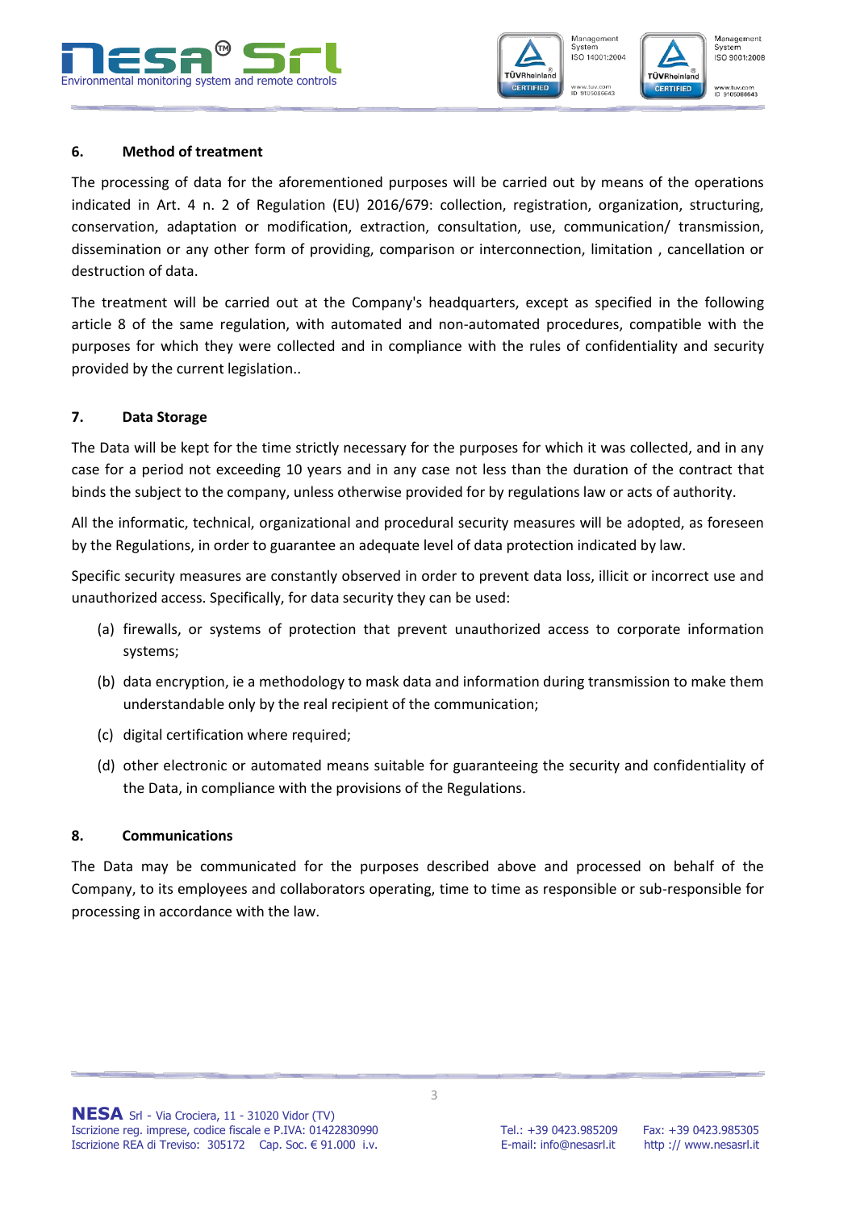## 6. Method of treatment

The processing of data for the aforementioned purposes will be carried out by means of the operations indicated in Art. 4 n. 2 of Regulation (EU) 2016/679: collection, registration, organization, structuring, conservation, adaptation or modification, extraction, consultation, use, communication/ transmission, dissemination or any other form of providing, comparison or interconnection, limitation , cancellation or destruction of data.

The treatment will be carried out at the Company's headquarters, except as specified in the following article 8 of the same regulation, with automated and non-automated procedures, compatible with the purposes for which they were collected and in compliance with the rules of confidentiality and security provided by the current legislation..

## 7. Data Storage

The Data will be kept for the time strictly necessary for the purposes for which it was collected, and in any case for a period not exceeding 10 years and in any case not less than the duration of the contract that binds the subject to the company, unless otherwise provided for by regulations law or acts of authority.

All the informatic, technical, organizational and procedural security measures will be adopted, as foreseen by the Regulations, in order to guarantee an adequate level of data protection indicated by law.

Specific security measures are constantly observed in order to prevent data loss, illicit or incorrect use and unauthorized access. Specifically, for data security they can be used:

(a) firewalls, or systems of protection that prevent unauthorized access to corporate information systems;

(b) data encryption, ie a methodology to mask data and information during transmission to make them understandable only by the real recipient of the communication;

(c) digital certification where required;

(d) other electronic or automated means suitable for guaranteeing the security and confidentiality of the Data, in compliance with the provisions of the Regulations.

## 8. Communications

The Data may be communicated for the purposes described above and processed on behalf of the Company, to its employees and collaborators operating, time to time as responsible or sub-responsible for processing in accordance with the law.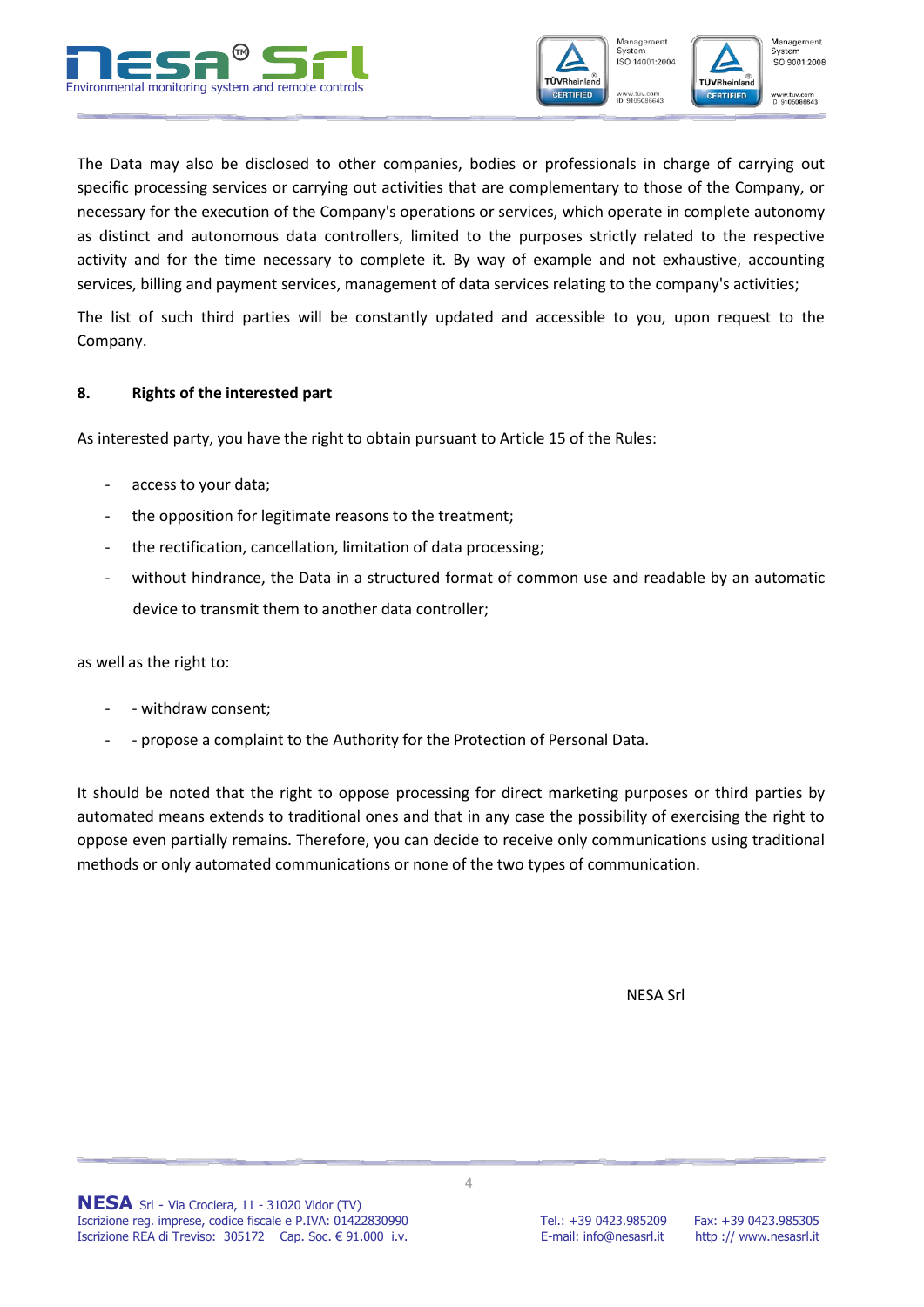The Data may also be disclosed to other companies, bodies or professionals in charge of carrying out specific processing services or carrying out activities that are complementary to those of the Company, or necessary for the execution of the Company's operations or services, which operate in complete autonomy as distinct and autonomous data controllers, limited to the purposes strictly related to the respective activity and for the time necessary to complete it. By way of example and not exhaustive, accounting services, billing and payment services, management of data services relating to the company's activities;

The list of such third parties will be constantly updated and accessible to you, upon request to the Company.

## 8. Rights of the interested part

As interested party, you have the right to obtain pursuant to Article 15 of the Rules:

- access to your data;
- the opposition for legitimate reasons to the treatment;
- the rectification, cancellation, limitation of data processing;
- without hindrance, the Data in a structured format of common use and readable by an automatic device to transmit them to another data controller;

as well as the right to:

- - withdraw consent;
- - propose a complaint to the Authority for the Protection of Personal Data.

It should be noted that the right to oppose processing for direct marketing purposes or third parties by automated means extends to traditional ones and that in any case the possibility of exercising the right to oppose even partially remains. Therefore, you can decide to receive only communications using traditional methods or only automated communications or none of the two types of communication.

NESA Srl